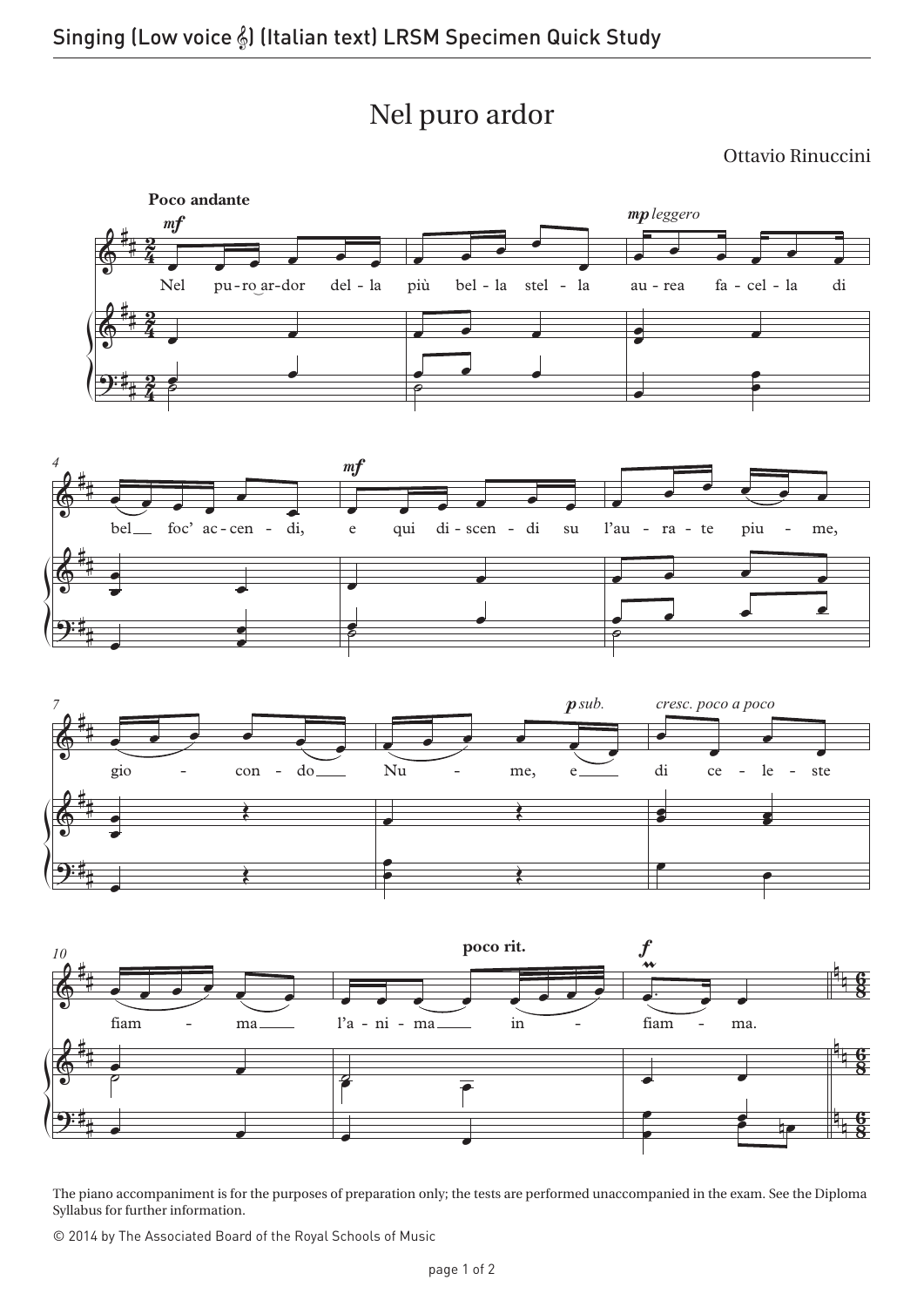# Nel puro ardor

Ottavio Rinuccini

The piano accompaniment is for the purposes of preparation only; the tests are performed unaccompanied in the exam. See the Diploma Syllabus for further information.

© 2014 by The Associated Board of the Royal Schools of Music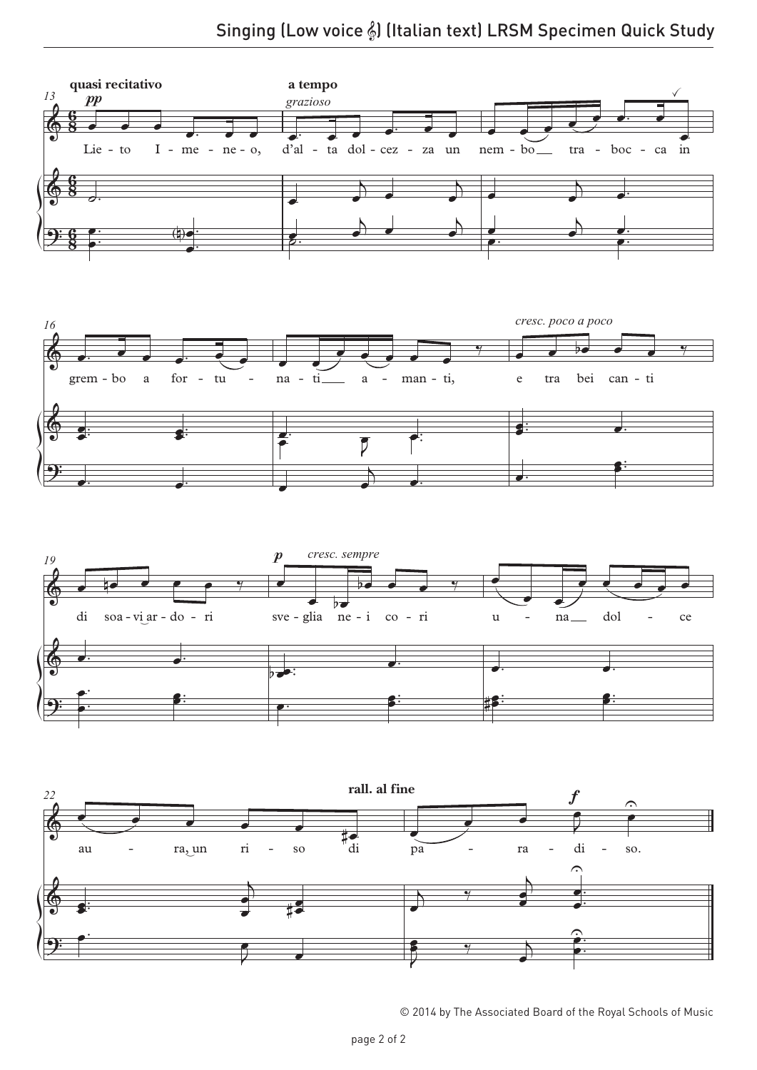© 2014 by The Associated Board of the Royal Schools of Music